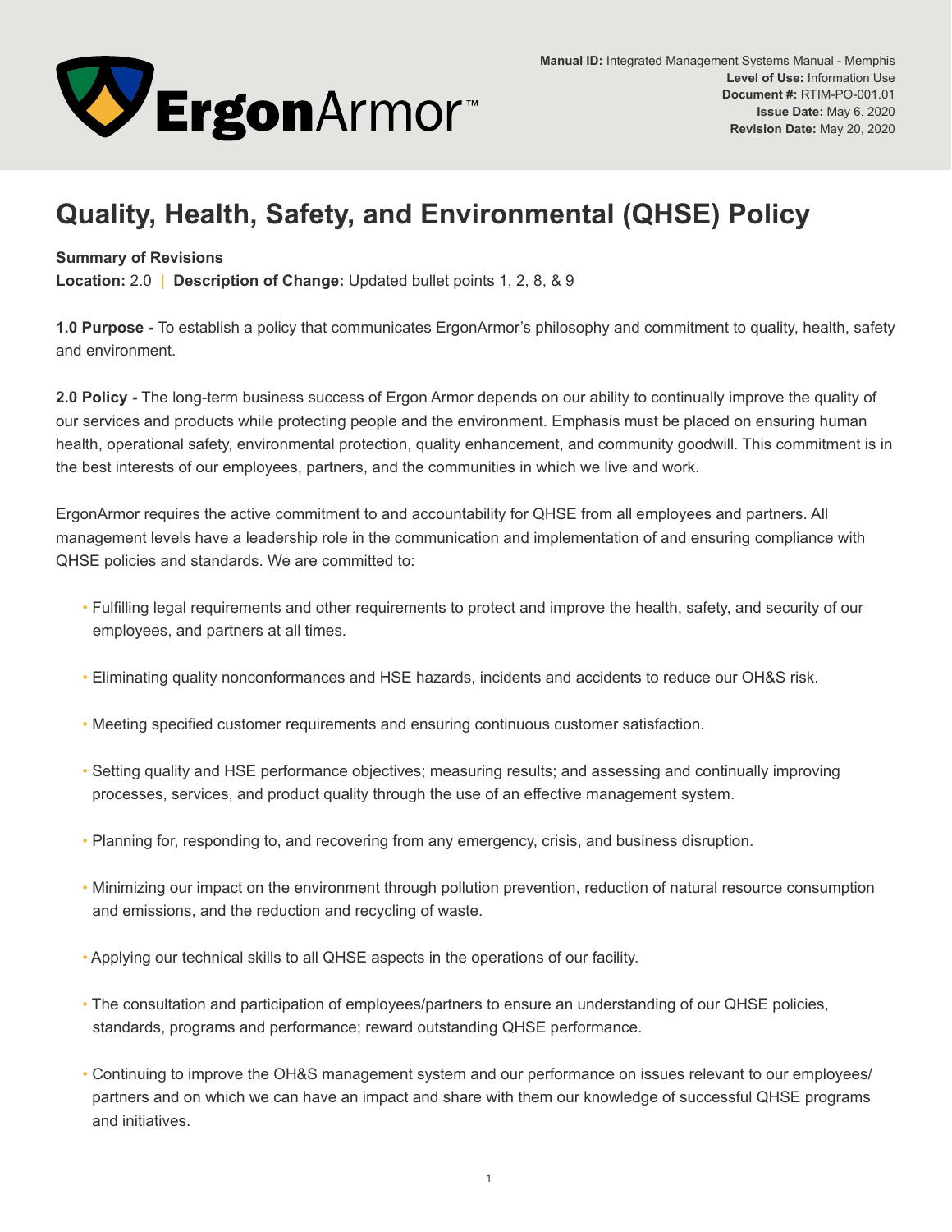**Manual ID:** Integrated Management Systems Manual - Memphis
**Level of Use:** Information Use
**Document #:** RTIM-PO-001.01
**Issue Date:** May 6, 2020
**Revision Date:** May 20, 2020

# Quality, Health, Safety, and Environmental (QHSE) Policy

**Summary of Revisions**
**Location:** 2.0 | **Description of Change:** Updated bullet points 1, 2, 8, & 9

**1.0 Purpose -** To establish a policy that communicates ErgonArmor's philosophy and commitment to quality, health, safety and environment.

**2.0 Policy -** The long-term business success of Ergon Armor depends on our ability to continually improve the quality of our services and products while protecting people and the environment. Emphasis must be placed on ensuring human health, operational safety, environmental protection, quality enhancement, and community goodwill. This commitment is in the best interests of our employees, partners, and the communities in which we live and work.

ErgonArmor requires the active commitment to and accountability for QHSE from all employees and partners. All management levels have a leadership role in the communication and implementation of and ensuring compliance with QHSE policies and standards. We are committed to:

- Fulfilling legal requirements and other requirements to protect and improve the health, safety, and security of our employees, and partners at all times.
- Eliminating quality nonconformances and HSE hazards, incidents and accidents to reduce our OH&S risk.
- Meeting specified customer requirements and ensuring continuous customer satisfaction.
- Setting quality and HSE performance objectives; measuring results; and assessing and continually improving processes, services, and product quality through the use of an effective management system.
- Planning for, responding to, and recovering from any emergency, crisis, and business disruption.
- Minimizing our impact on the environment through pollution prevention, reduction of natural resource consumption and emissions, and the reduction and recycling of waste.
- Applying our technical skills to all QHSE aspects in the operations of our facility.
- The consultation and participation of employees/partners to ensure an understanding of our QHSE policies, standards, programs and performance; reward outstanding QHSE performance.
- Continuing to improve the OH&S management system and our performance on issues relevant to our employees/partners and on which we can have an impact and share with them our knowledge of successful QHSE programs and initiatives.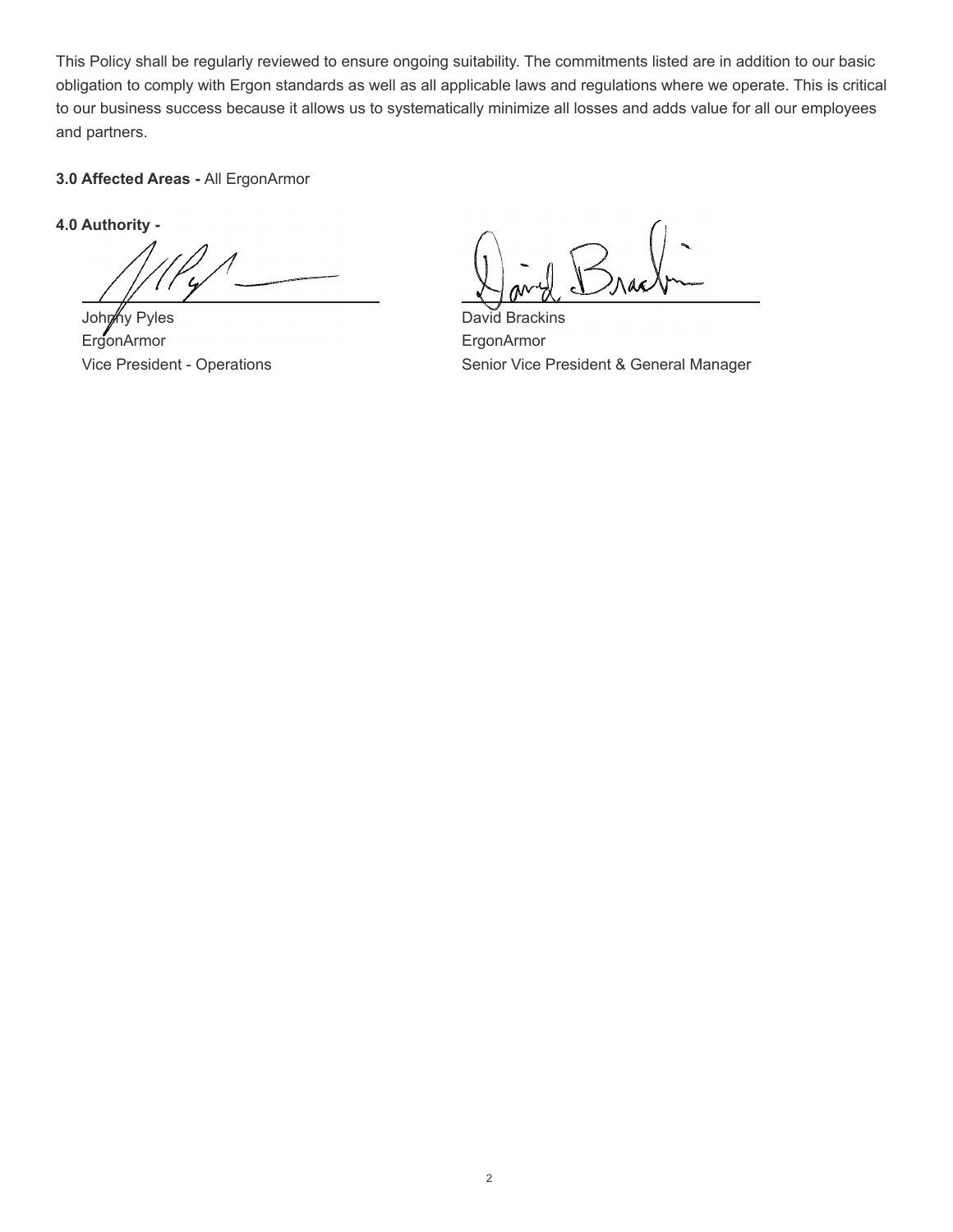This Policy shall be regularly reviewed to ensure ongoing suitability. The commitments listed are in addition to our basic obligation to comply with Ergon standards as well as all applicable laws and regulations where we operate. This is critical to our business success because it allows us to systematically minimize all losses and adds value for all our employees and partners.

**3.0 Affected Areas -** All ErgonArmor

**4.0 Authority -**

Johnny Pyles
ErgonArmor
Vice President - Operations

David Brackins
ErgonArmor
Senior Vice President & General Manager